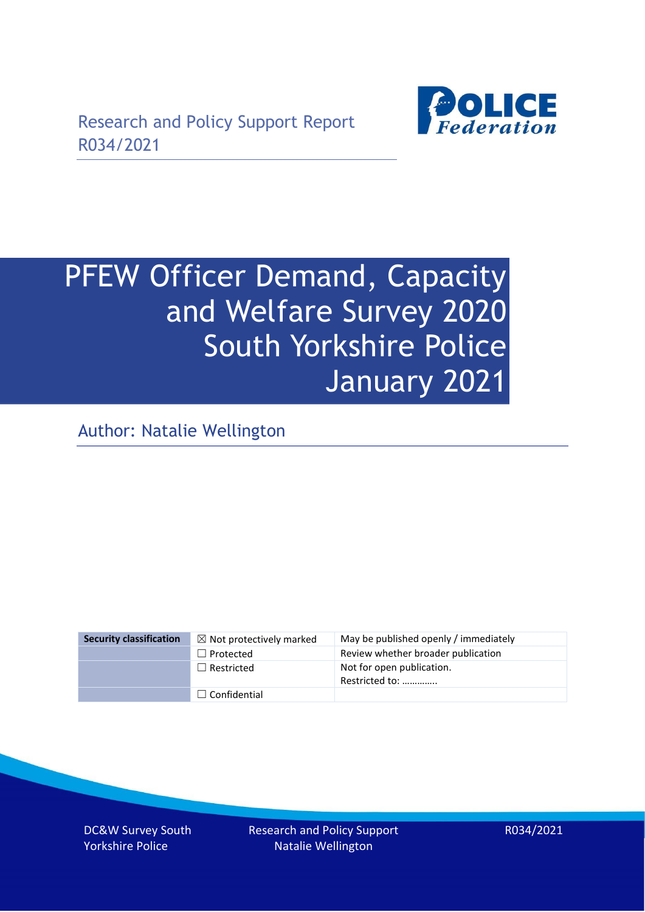Research and Policy Support Report
R034/2021

# PFEW Officer Demand, Capacity and Welfare Survey 2020 South Yorkshire Police January 2021

Author: Natalie Wellington

| Security classification | ☒ Not protectively marked | May be published openly / immediately |
| --- | --- | --- |
| | ☐ Protected | Review whether broader publication |
| | ☐ Restricted | Not for open publication. Restricted to: ………….. |
| | ☐ Confidential | |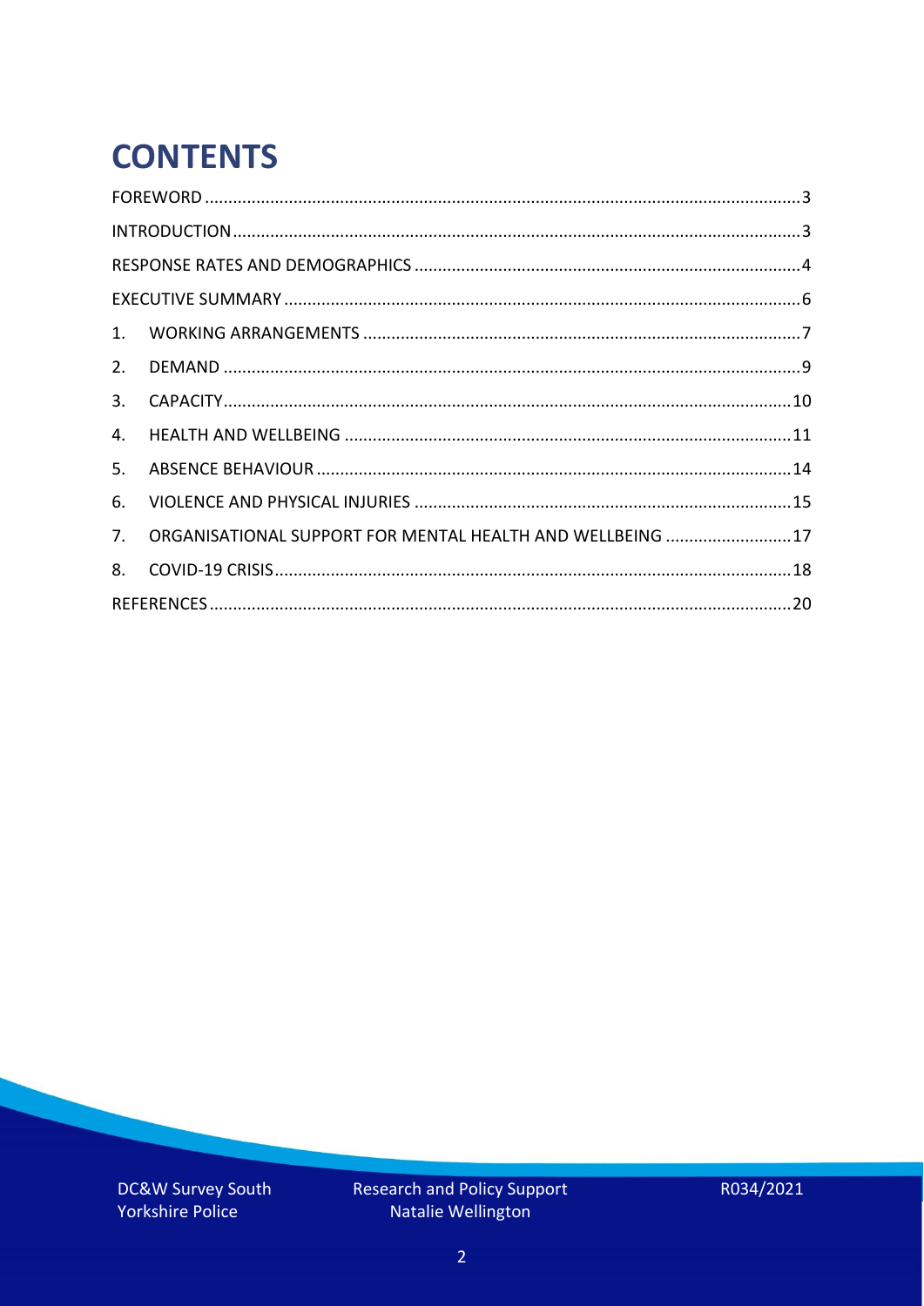# CONTENTS

FOREWORD ........ 3

INTRODUCTION ........ 3

RESPONSE RATES AND DEMOGRAPHICS ........ 4

EXECUTIVE SUMMARY ........ 6

1. WORKING ARRANGEMENTS ........ 7
2. DEMAND ........ 9
3. CAPACITY ........ 10
4. HEALTH AND WELLBEING ........ 11
5. ABSENCE BEHAVIOUR ........ 14
6. VIOLENCE AND PHYSICAL INJURIES ........ 15
7. ORGANISATIONAL SUPPORT FOR MENTAL HEALTH AND WELLBEING ........ 17
8. COVID-19 CRISIS ........ 18

REFERENCES ........ 20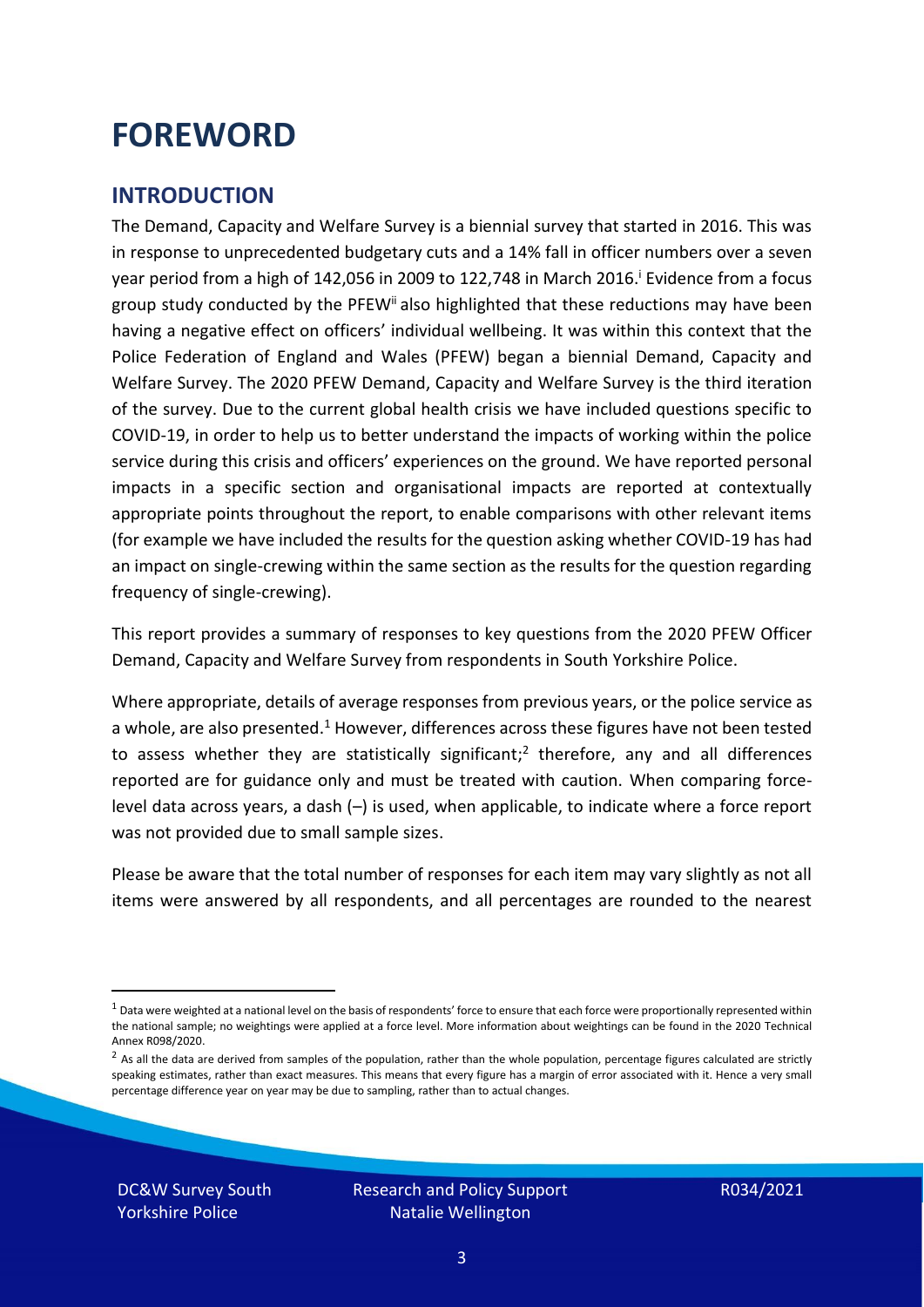# FOREWORD

## INTRODUCTION

The Demand, Capacity and Welfare Survey is a biennial survey that started in 2016. This was in response to unprecedented budgetary cuts and a 14% fall in officer numbers over a seven year period from a high of 142,056 in 2009 to 122,748 in March 2016.[i] Evidence from a focus group study conducted by the PFEW[ii] also highlighted that these reductions may have been having a negative effect on officers' individual wellbeing. It was within this context that the Police Federation of England and Wales (PFEW) began a biennial Demand, Capacity and Welfare Survey. The 2020 PFEW Demand, Capacity and Welfare Survey is the third iteration of the survey. Due to the current global health crisis we have included questions specific to COVID-19, in order to help us to better understand the impacts of working within the police service during this crisis and officers' experiences on the ground. We have reported personal impacts in a specific section and organisational impacts are reported at contextually appropriate points throughout the report, to enable comparisons with other relevant items (for example we have included the results for the question asking whether COVID-19 has had an impact on single-crewing within the same section as the results for the question regarding frequency of single-crewing).

This report provides a summary of responses to key questions from the 2020 PFEW Officer Demand, Capacity and Welfare Survey from respondents in South Yorkshire Police.

Where appropriate, details of average responses from previous years, or the police service as a whole, are also presented.[1] However, differences across these figures have not been tested to assess whether they are statistically significant;[2] therefore, any and all differences reported are for guidance only and must be treated with caution. When comparing force-level data across years, a dash (–) is used, when applicable, to indicate where a force report was not provided due to small sample sizes.

Please be aware that the total number of responses for each item may vary slightly as not all items were answered by all respondents, and all percentages are rounded to the nearest

---

[1] Data were weighted at a national level on the basis of respondents' force to ensure that each force were proportionally represented within the national sample; no weightings were applied at a force level. More information about weightings can be found in the 2020 Technical Annex R098/2020.

[2] As all the data are derived from samples of the population, rather than the whole population, percentage figures calculated are strictly speaking estimates, rather than exact measures. This means that every figure has a margin of error associated with it. Hence a very small percentage difference year on year may be due to sampling, rather than to actual changes.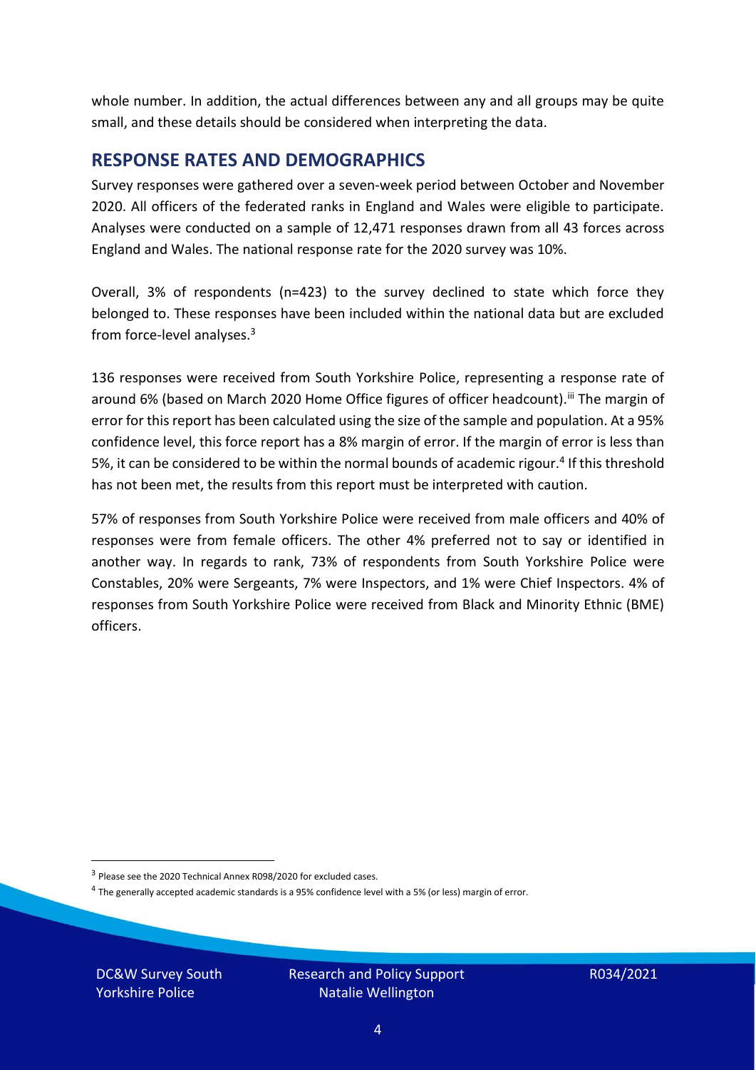whole number. In addition, the actual differences between any and all groups may be quite small, and these details should be considered when interpreting the data.

## RESPONSE RATES AND DEMOGRAPHICS

Survey responses were gathered over a seven-week period between October and November 2020. All officers of the federated ranks in England and Wales were eligible to participate. Analyses were conducted on a sample of 12,471 responses drawn from all 43 forces across England and Wales. The national response rate for the 2020 survey was 10%.

Overall, 3% of respondents (n=423) to the survey declined to state which force they belonged to. These responses have been included within the national data but are excluded from force-level analyses.[3]

136 responses were received from South Yorkshire Police, representing a response rate of around 6% (based on March 2020 Home Office figures of officer headcount).[iii] The margin of error for this report has been calculated using the size of the sample and population. At a 95% confidence level, this force report has a 8% margin of error. If the margin of error is less than 5%, it can be considered to be within the normal bounds of academic rigour.[4] If this threshold has not been met, the results from this report must be interpreted with caution.

57% of responses from South Yorkshire Police were received from male officers and 40% of responses were from female officers. The other 4% preferred not to say or identified in another way. In regards to rank, 73% of respondents from South Yorkshire Police were Constables, 20% were Sergeants, 7% were Inspectors, and 1% were Chief Inspectors. 4% of responses from South Yorkshire Police were received from Black and Minority Ethnic (BME) officers.

[3] Please see the 2020 Technical Annex R098/2020 for excluded cases.

[4] The generally accepted academic standards is a 95% confidence level with a 5% (or less) margin of error.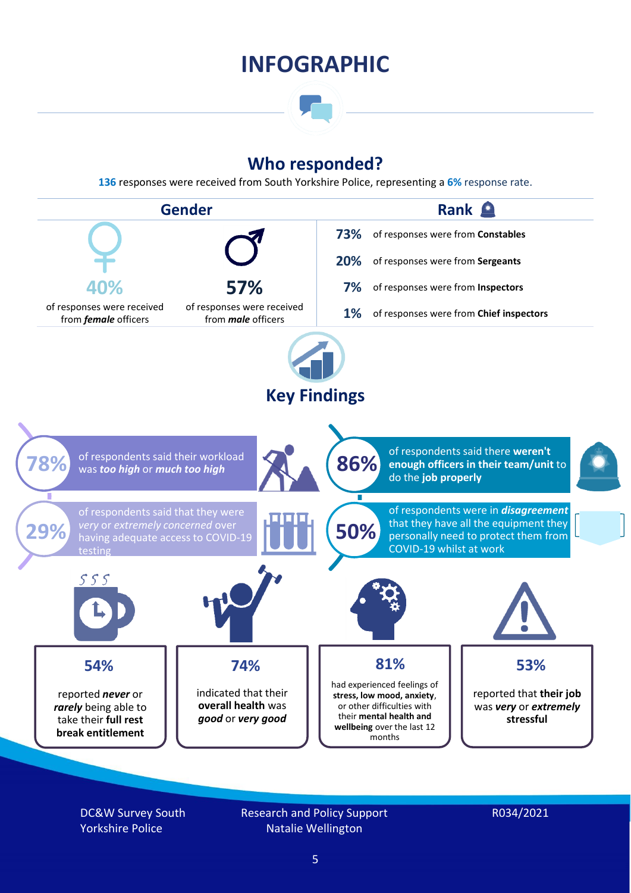# INFOGRAPHIC

## Who responded?

**136** responses were received from South Yorkshire Police, representing a **6%** response rate.

### Gender

**40%** of responses were received from ***female*** officers

**57%** of responses were received from ***male*** officers

### Rank

- **73%** of responses were from **Constables**
- **20%** of responses were from **Sergeants**
- **7%** of responses were from **Inspectors**
- **1%** of responses were from **Chief inspectors**

## Key Findings

**78%** of respondents said their workload was ***too high*** or ***much too high***

**86%** of respondents said there **weren't enough officers in their team/unit** to do the **job properly**

**29%** of respondents said that they were *very* or *extremely concerned* over having adequate access to COVID-19 testing

**50%** of respondents were in ***disagreement*** that they have all the equipment they personally need to protect them from COVID-19 whilst at work

**54%** reported ***never*** or ***rarely*** being able to take their **full rest break entitlement**

**74%** indicated that their **overall health** was ***good*** or ***very good***

**81%** had experienced feelings of **stress, low mood, anxiety**, or other difficulties with their **mental health and wellbeing** over the last 12 months

**53%** reported that **their job** was ***very*** or ***extremely*** **stressful**

DC&W Survey South Yorkshire Police

Research and Policy Support Natalie Wellington

R034/2021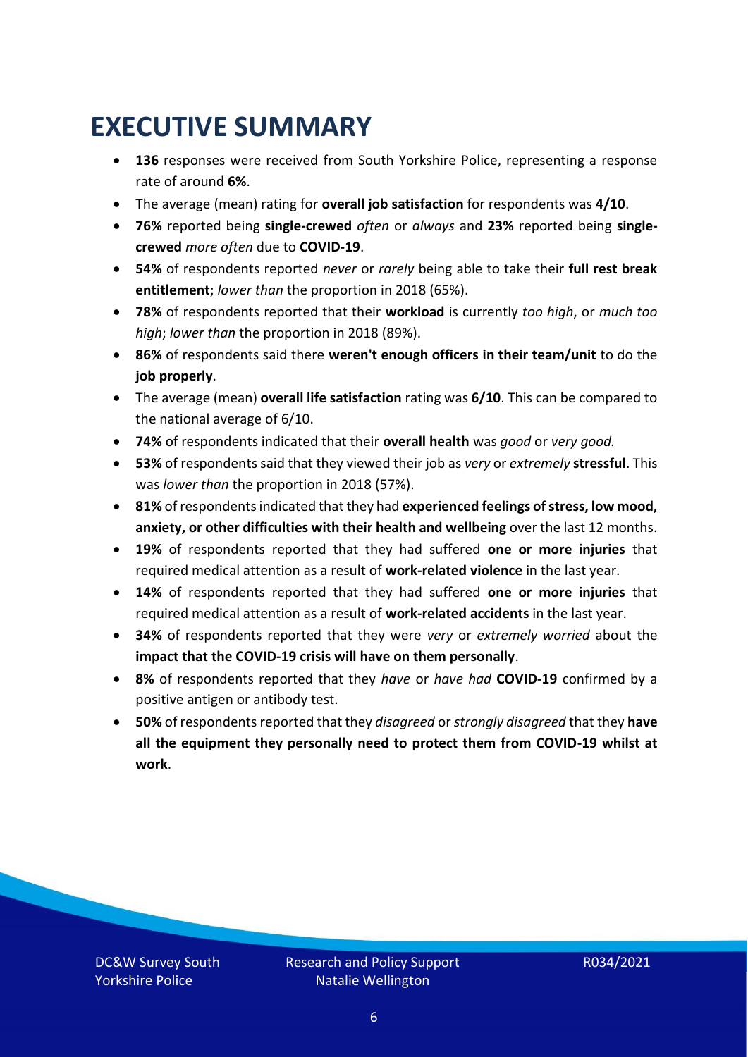# EXECUTIVE SUMMARY

- **136** responses were received from South Yorkshire Police, representing a response rate of around **6%**.
- The average (mean) rating for **overall job satisfaction** for respondents was **4/10**.
- **76%** reported being **single-crewed** *often* or *always* and **23%** reported being **single-crewed** *more often* due to **COVID-19**.
- **54%** of respondents reported *never* or *rarely* being able to take their **full rest break entitlement**; *lower than* the proportion in 2018 (65%).
- **78%** of respondents reported that their **workload** is currently *too high*, or *much too high*; *lower than* the proportion in 2018 (89%).
- **86%** of respondents said there **weren't enough officers in their team/unit** to do the **job properly**.
- The average (mean) **overall life satisfaction** rating was **6/10**. This can be compared to the national average of 6/10.
- **74%** of respondents indicated that their **overall health** was *good* or *very good.*
- **53%** of respondents said that they viewed their job as *very* or *extremely* **stressful**. This was *lower than* the proportion in 2018 (57%).
- **81%** of respondents indicated that they had **experienced feelings of stress, low mood, anxiety, or other difficulties with their health and wellbeing** over the last 12 months.
- **19%** of respondents reported that they had suffered **one or more injuries** that required medical attention as a result of **work-related violence** in the last year.
- **14%** of respondents reported that they had suffered **one or more injuries** that required medical attention as a result of **work-related accidents** in the last year.
- **34%** of respondents reported that they were *very* or *extremely worried* about the **impact that the COVID-19 crisis will have on them personally**.
- **8%** of respondents reported that they *have* or *have had* **COVID-19** confirmed by a positive antigen or antibody test.
- **50%** of respondents reported that they *disagreed* or *strongly disagreed* that they **have all the equipment they personally need to protect them from COVID-19 whilst at work**.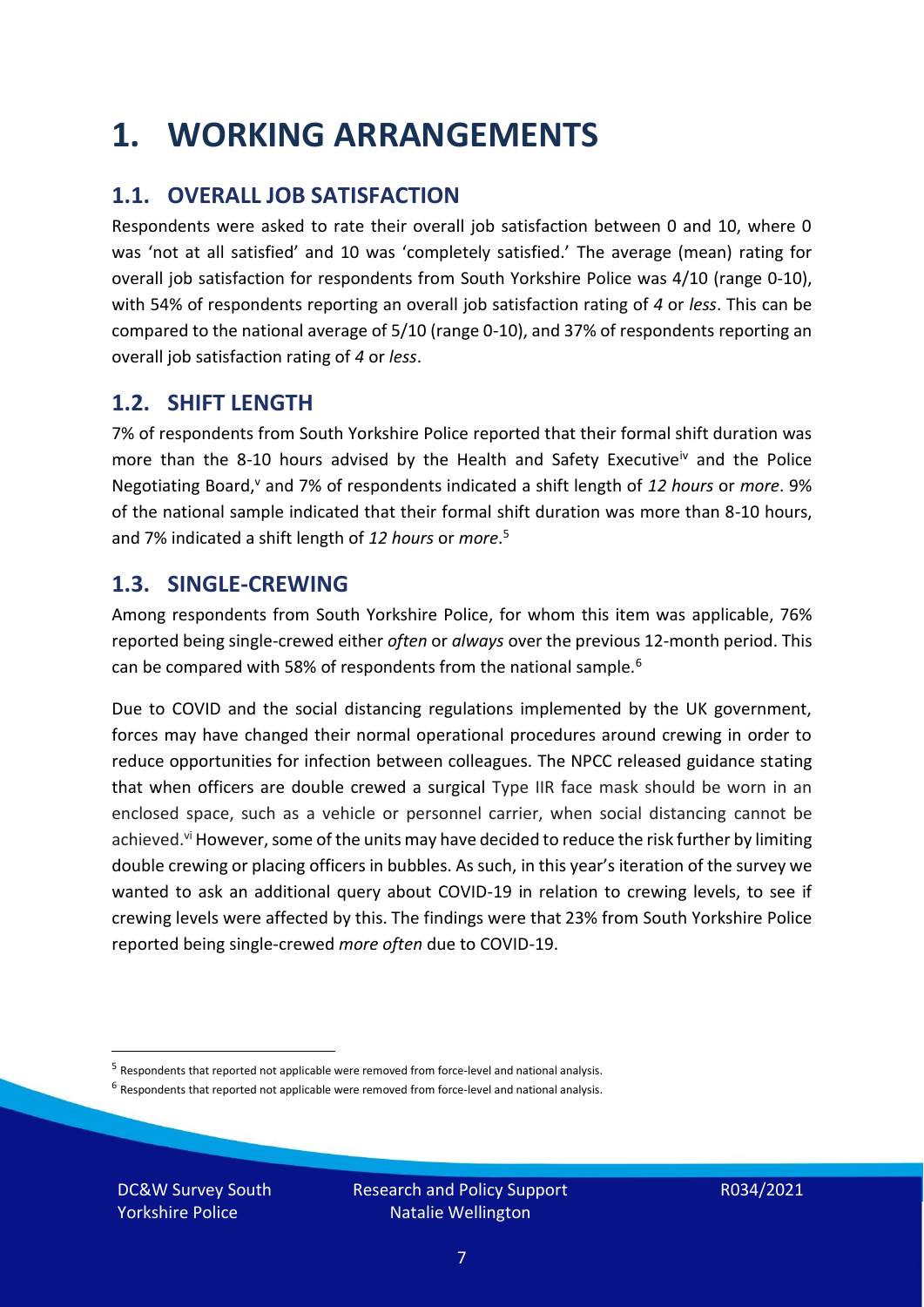# 1. WORKING ARRANGEMENTS

## 1.1. OVERALL JOB SATISFACTION

Respondents were asked to rate their overall job satisfaction between 0 and 10, where 0 was 'not at all satisfied' and 10 was 'completely satisfied.' The average (mean) rating for overall job satisfaction for respondents from South Yorkshire Police was 4/10 (range 0-10), with 54% of respondents reporting an overall job satisfaction rating of *4* or *less*. This can be compared to the national average of 5/10 (range 0-10), and 37% of respondents reporting an overall job satisfaction rating of *4* or *less*.

## 1.2. SHIFT LENGTH

7% of respondents from South Yorkshire Police reported that their formal shift duration was more than the 8-10 hours advised by the Health and Safety Executive[iv] and the Police Negotiating Board,[v] and 7% of respondents indicated a shift length of *12 hours* or *more*. 9% of the national sample indicated that their formal shift duration was more than 8-10 hours, and 7% indicated a shift length of *12 hours* or *more*.[5]

## 1.3. SINGLE-CREWING

Among respondents from South Yorkshire Police, for whom this item was applicable, 76% reported being single-crewed either *often* or *always* over the previous 12-month period. This can be compared with 58% of respondents from the national sample.[6]

Due to COVID and the social distancing regulations implemented by the UK government, forces may have changed their normal operational procedures around crewing in order to reduce opportunities for infection between colleagues. The NPCC released guidance stating that when officers are double crewed a surgical Type IIR face mask should be worn in an enclosed space, such as a vehicle or personnel carrier, when social distancing cannot be achieved.[vi] However, some of the units may have decided to reduce the risk further by limiting double crewing or placing officers in bubbles. As such, in this year's iteration of the survey we wanted to ask an additional query about COVID-19 in relation to crewing levels, to see if crewing levels were affected by this. The findings were that 23% from South Yorkshire Police reported being single-crewed *more often* due to COVID-19.

[5] Respondents that reported not applicable were removed from force-level and national analysis.

[6] Respondents that reported not applicable were removed from force-level and national analysis.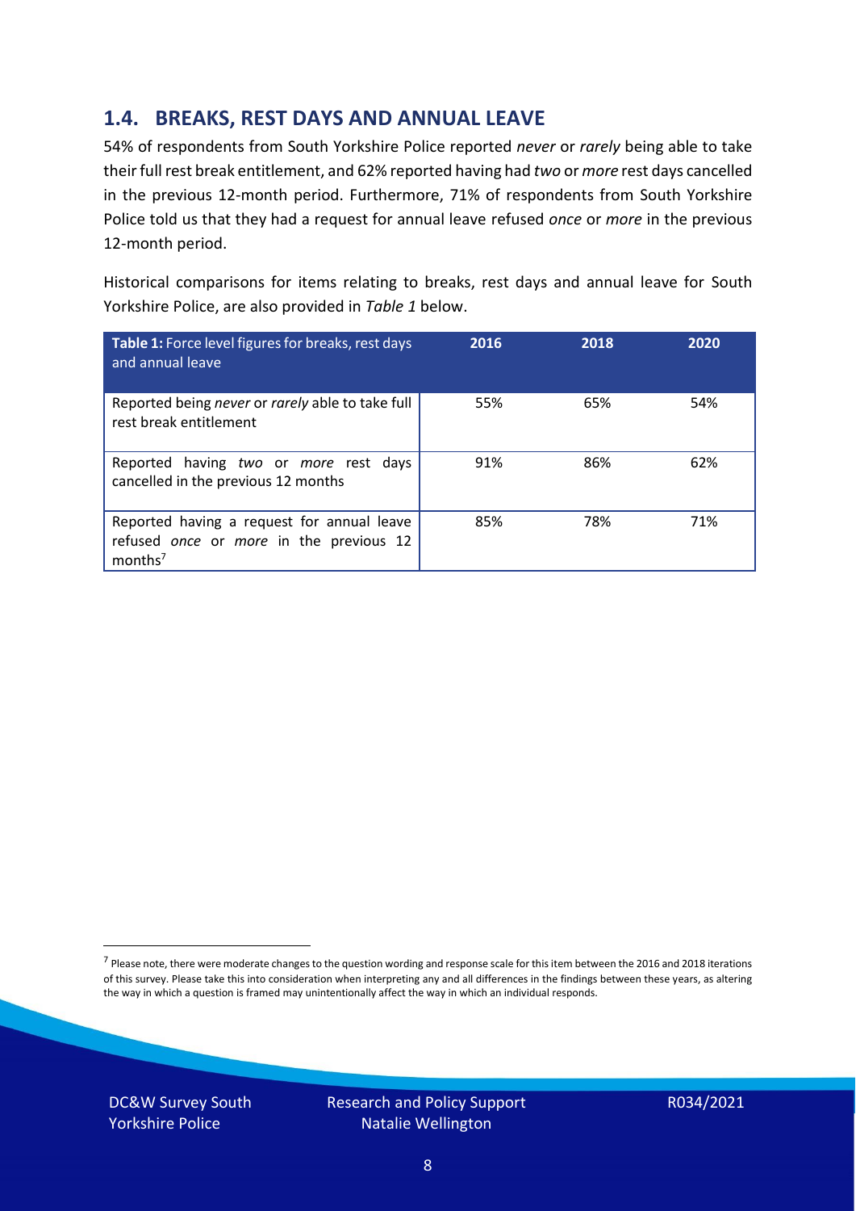## 1.4. BREAKS, REST DAYS AND ANNUAL LEAVE

54% of respondents from South Yorkshire Police reported *never* or *rarely* being able to take their full rest break entitlement, and 62% reported having had *two* or *more* rest days cancelled in the previous 12-month period. Furthermore, 71% of respondents from South Yorkshire Police told us that they had a request for annual leave refused *once* or *more* in the previous 12-month period.

Historical comparisons for items relating to breaks, rest days and annual leave for South Yorkshire Police, are also provided in *Table 1* below.

| **Table 1:** Force level figures for breaks, rest days and annual leave | 2016 | 2018 | 2020 |
|---|---|---|---|
| Reported being *never* or *rarely* able to take full rest break entitlement | 55% | 65% | 54% |
| Reported having *two* or *more* rest days cancelled in the previous 12 months | 91% | 86% | 62% |
| Reported having a request for annual leave refused *once* or *more* in the previous 12 months[7] | 85% | 78% | 71% |

[7] Please note, there were moderate changes to the question wording and response scale for this item between the 2016 and 2018 iterations of this survey. Please take this into consideration when interpreting any and all differences in the findings between these years, as altering the way in which a question is framed may unintentionally affect the way in which an individual responds.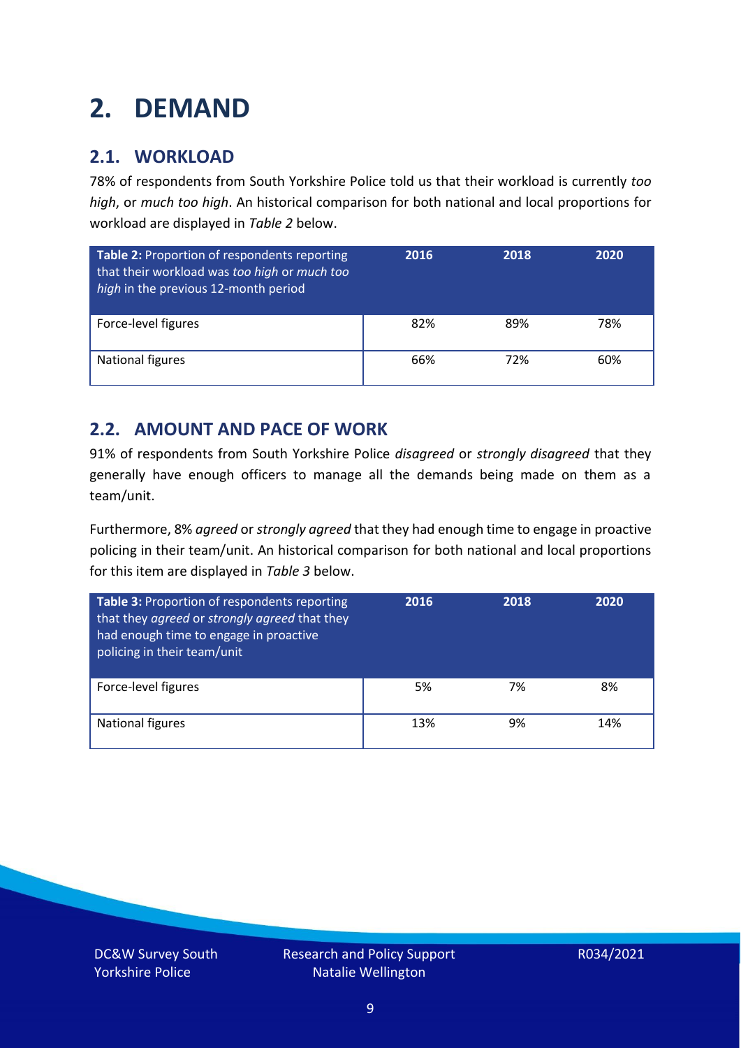# 2. DEMAND

## 2.1. WORKLOAD

78% of respondents from South Yorkshire Police told us that their workload is currently *too high*, or *much too high*. An historical comparison for both national and local proportions for workload are displayed in *Table 2* below.

| **Table 2:** Proportion of respondents reporting that their workload was *too high* or *much too high* in the previous 12-month period | 2016 | 2018 | 2020 |
|---|---|---|---|
| Force-level figures | 82% | 89% | 78% |
| National figures | 66% | 72% | 60% |

## 2.2. AMOUNT AND PACE OF WORK

91% of respondents from South Yorkshire Police *disagreed* or *strongly disagreed* that they generally have enough officers to manage all the demands being made on them as a team/unit.

Furthermore, 8% *agreed* or *strongly agreed* that they had enough time to engage in proactive policing in their team/unit. An historical comparison for both national and local proportions for this item are displayed in *Table 3* below.

| **Table 3:** Proportion of respondents reporting that they *agreed* or *strongly agreed* that they had enough time to engage in proactive policing in their team/unit | 2016 | 2018 | 2020 |
|---|---|---|---|
| Force-level figures | 5% | 7% | 8% |
| National figures | 13% | 9% | 14% |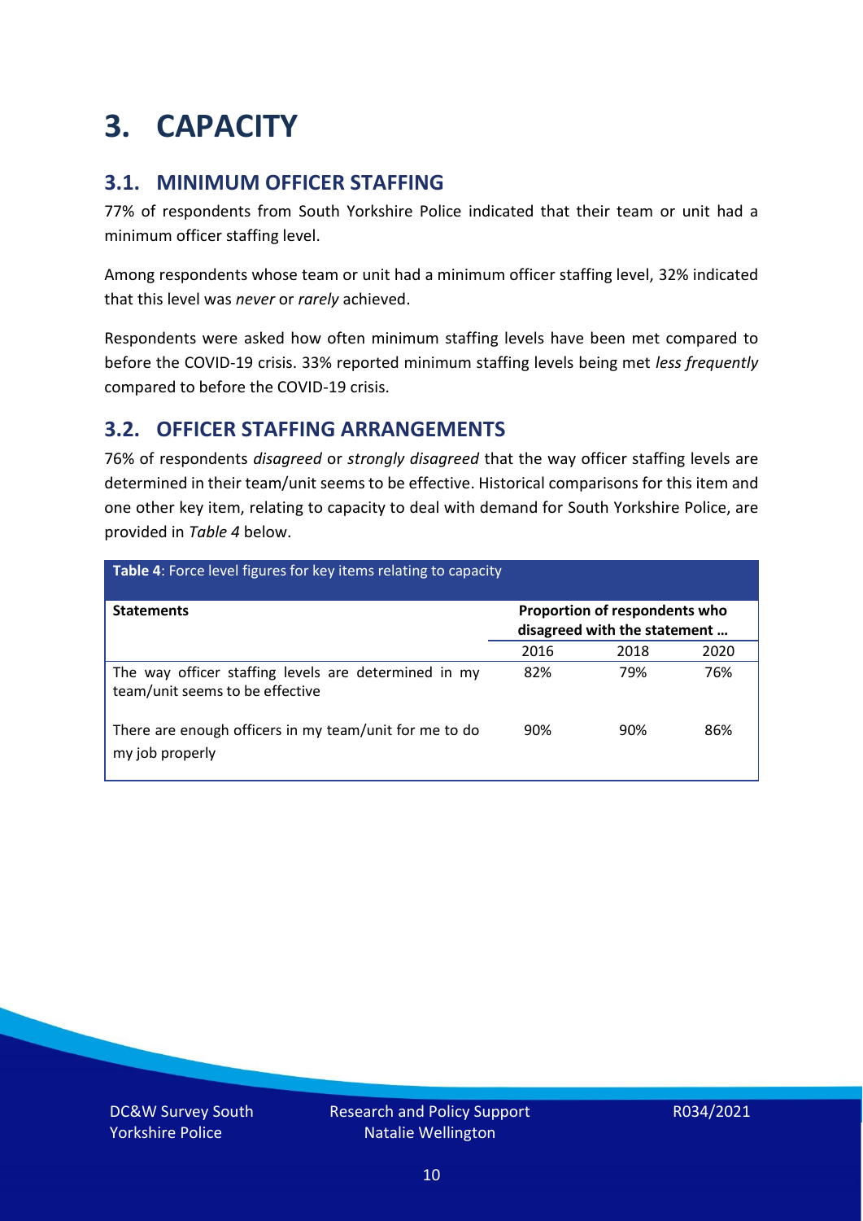# 3. CAPACITY

## 3.1. MINIMUM OFFICER STAFFING

77% of respondents from South Yorkshire Police indicated that their team or unit had a minimum officer staffing level.

Among respondents whose team or unit had a minimum officer staffing level, 32% indicated that this level was *never* or *rarely* achieved.

Respondents were asked how often minimum staffing levels have been met compared to before the COVID-19 crisis. 33% reported minimum staffing levels being met *less frequently* compared to before the COVID-19 crisis.

## 3.2. OFFICER STAFFING ARRANGEMENTS

76% of respondents *disagreed* or *strongly disagreed* that the way officer staffing levels are determined in their team/unit seems to be effective. Historical comparisons for this item and one other key item, relating to capacity to deal with demand for South Yorkshire Police, are provided in *Table 4* below.

**Table 4**: Force level figures for key items relating to capacity

| Statements | Proportion of respondents who disagreed with the statement … | | |
|---|---|---|---|
| | 2016 | 2018 | 2020 |
| The way officer staffing levels are determined in my team/unit seems to be effective | 82% | 79% | 76% |
| There are enough officers in my team/unit for me to do my job properly | 90% | 90% | 86% |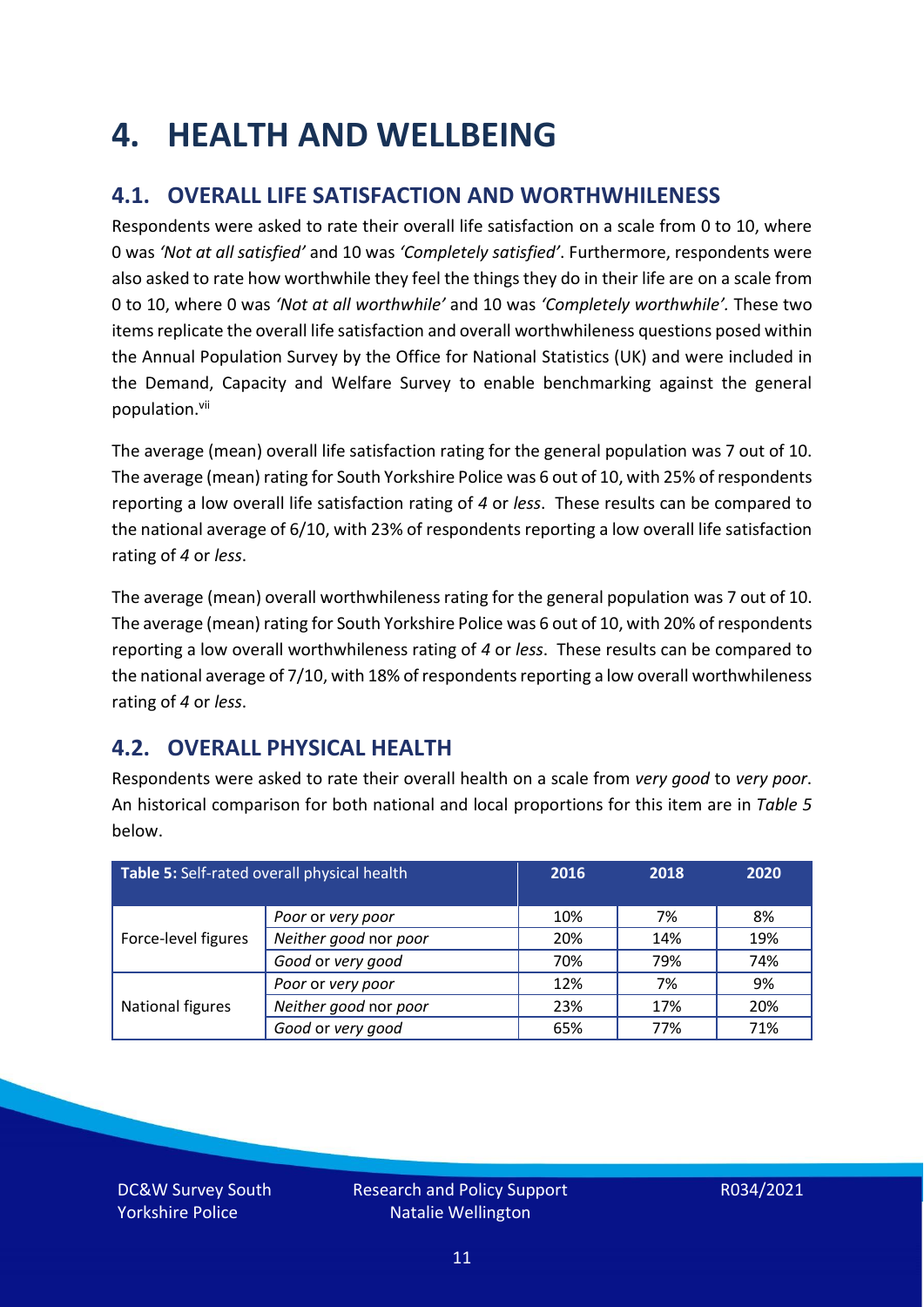# 4. HEALTH AND WELLBEING

## 4.1. OVERALL LIFE SATISFACTION AND WORTHWHILENESS

Respondents were asked to rate their overall life satisfaction on a scale from 0 to 10, where 0 was *'Not at all satisfied'* and 10 was *'Completely satisfied'*. Furthermore, respondents were also asked to rate how worthwhile they feel the things they do in their life are on a scale from 0 to 10, where 0 was *'Not at all worthwhile'* and 10 was *'Completely worthwhile'.* These two items replicate the overall life satisfaction and overall worthwhileness questions posed within the Annual Population Survey by the Office for National Statistics (UK) and were included in the Demand, Capacity and Welfare Survey to enable benchmarking against the general population.[vii]

The average (mean) overall life satisfaction rating for the general population was 7 out of 10. The average (mean) rating for South Yorkshire Police was 6 out of 10, with 25% of respondents reporting a low overall life satisfaction rating of *4* or *less*. These results can be compared to the national average of 6/10, with 23% of respondents reporting a low overall life satisfaction rating of *4* or *less*.

The average (mean) overall worthwhileness rating for the general population was 7 out of 10. The average (mean) rating for South Yorkshire Police was 6 out of 10, with 20% of respondents reporting a low overall worthwhileness rating of *4* or *less*. These results can be compared to the national average of 7/10, with 18% of respondents reporting a low overall worthwhileness rating of *4* or *less*.

## 4.2. OVERALL PHYSICAL HEALTH

Respondents were asked to rate their overall health on a scale from *very good* to *very poor*. An historical comparison for both national and local proportions for this item are in *Table 5* below.

| **Table 5:** Self-rated overall physical health | | 2016 | 2018 | 2020 |
|---|---|---|---|---|
| Force-level figures | *Poor* or *very poor* | 10% | 7% | 8% |
| | *Neither good* nor *poor* | 20% | 14% | 19% |
| | *Good* or *very good* | 70% | 79% | 74% |
| National figures | *Poor* or *very poor* | 12% | 7% | 9% |
| | *Neither good* nor *poor* | 23% | 17% | 20% |
| | *Good* or *very good* | 65% | 77% | 71% |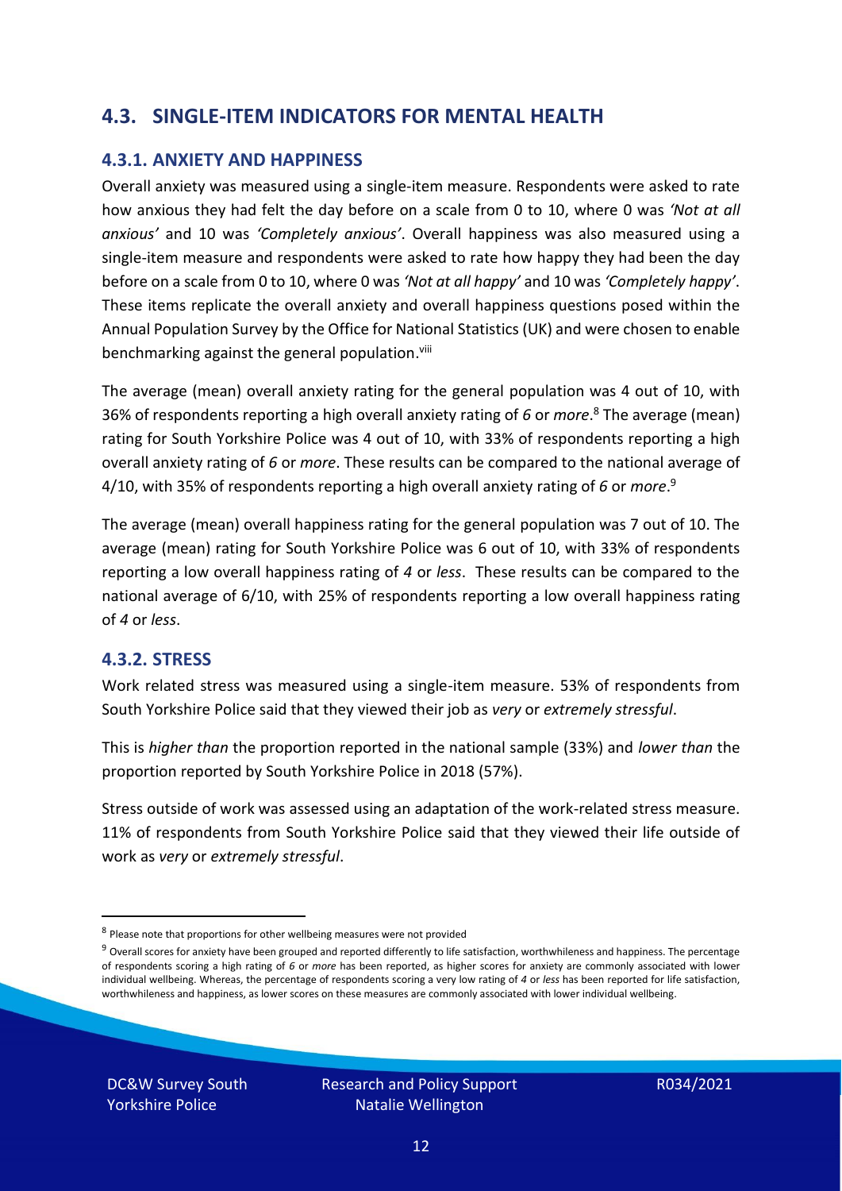## 4.3. SINGLE-ITEM INDICATORS FOR MENTAL HEALTH

### 4.3.1. ANXIETY AND HAPPINESS

Overall anxiety was measured using a single-item measure. Respondents were asked to rate how anxious they had felt the day before on a scale from 0 to 10, where 0 was *'Not at all anxious'* and 10 was *'Completely anxious'*. Overall happiness was also measured using a single-item measure and respondents were asked to rate how happy they had been the day before on a scale from 0 to 10, where 0 was *'Not at all happy'* and 10 was *'Completely happy'*. These items replicate the overall anxiety and overall happiness questions posed within the Annual Population Survey by the Office for National Statistics (UK) and were chosen to enable benchmarking against the general population.[viii]

The average (mean) overall anxiety rating for the general population was 4 out of 10, with 36% of respondents reporting a high overall anxiety rating of *6* or *more*.[8] The average (mean) rating for South Yorkshire Police was 4 out of 10, with 33% of respondents reporting a high overall anxiety rating of *6* or *more*. These results can be compared to the national average of 4/10, with 35% of respondents reporting a high overall anxiety rating of *6* or *more*.[9]

The average (mean) overall happiness rating for the general population was 7 out of 10. The average (mean) rating for South Yorkshire Police was 6 out of 10, with 33% of respondents reporting a low overall happiness rating of *4* or *less*. These results can be compared to the national average of 6/10, with 25% of respondents reporting a low overall happiness rating of *4* or *less*.

### 4.3.2. STRESS

Work related stress was measured using a single-item measure. 53% of respondents from South Yorkshire Police said that they viewed their job as *very* or *extremely stressful*.

This is *higher than* the proportion reported in the national sample (33%) and *lower than* the proportion reported by South Yorkshire Police in 2018 (57%).

Stress outside of work was assessed using an adaptation of the work-related stress measure. 11% of respondents from South Yorkshire Police said that they viewed their life outside of work as *very* or *extremely stressful*.

---

[8] Please note that proportions for other wellbeing measures were not provided

[9] Overall scores for anxiety have been grouped and reported differently to life satisfaction, worthwhileness and happiness. The percentage of respondents scoring a high rating of *6* or *more* has been reported, as higher scores for anxiety are commonly associated with lower individual wellbeing. Whereas, the percentage of respondents scoring a very low rating of *4* or *less* has been reported for life satisfaction, worthwhileness and happiness, as lower scores on these measures are commonly associated with lower individual wellbeing.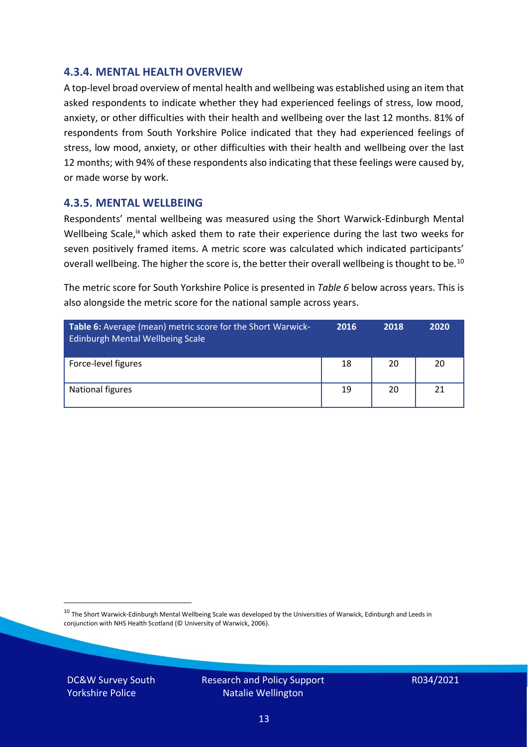### 4.3.4. MENTAL HEALTH OVERVIEW

A top-level broad overview of mental health and wellbeing was established using an item that asked respondents to indicate whether they had experienced feelings of stress, low mood, anxiety, or other difficulties with their health and wellbeing over the last 12 months. 81% of respondents from South Yorkshire Police indicated that they had experienced feelings of stress, low mood, anxiety, or other difficulties with their health and wellbeing over the last 12 months; with 94% of these respondents also indicating that these feelings were caused by, or made worse by work.

### 4.3.5. MENTAL WELLBEING

Respondents' mental wellbeing was measured using the Short Warwick-Edinburgh Mental Wellbeing Scale,[ix] which asked them to rate their experience during the last two weeks for seven positively framed items. A metric score was calculated which indicated participants' overall wellbeing. The higher the score is, the better their overall wellbeing is thought to be.[10]

The metric score for South Yorkshire Police is presented in *Table 6* below across years. This is also alongside the metric score for the national sample across years.

| **Table 6:** Average (mean) metric score for the Short Warwick-Edinburgh Mental Wellbeing Scale | 2016 | 2018 | 2020 |
|---|---|---|---|
| Force-level figures | 18 | 20 | 20 |
| National figures | 19 | 20 | 21 |

[10] The Short Warwick-Edinburgh Mental Wellbeing Scale was developed by the Universities of Warwick, Edinburgh and Leeds in conjunction with NHS Health Scotland (© University of Warwick, 2006).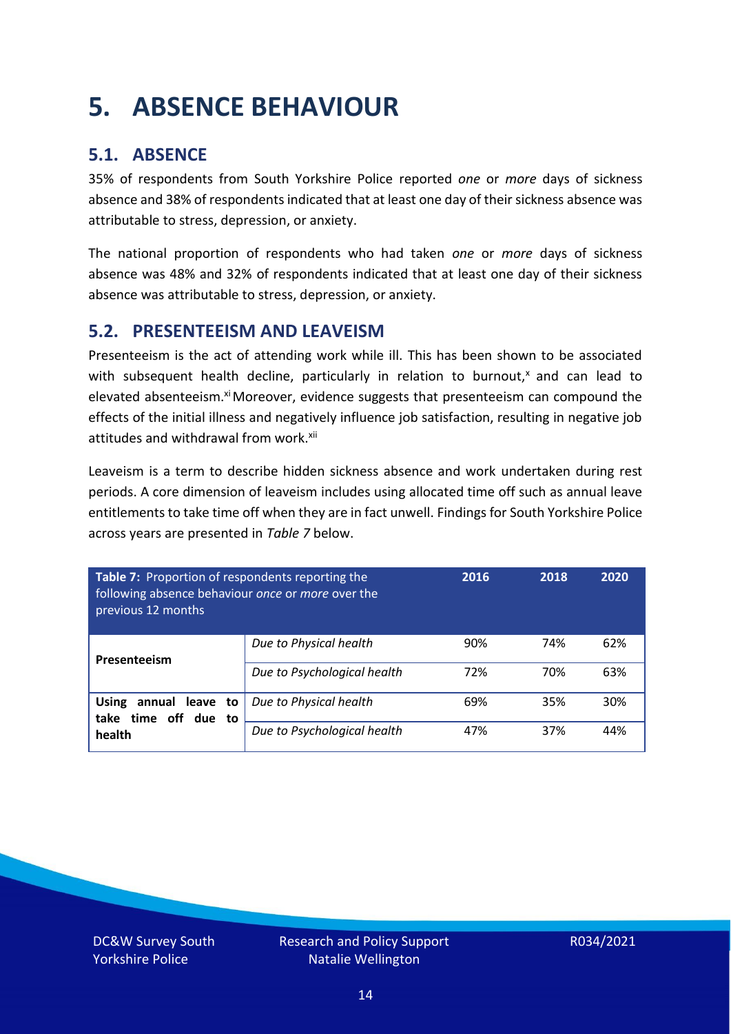# 5. ABSENCE BEHAVIOUR

## 5.1. ABSENCE

35% of respondents from South Yorkshire Police reported *one* or *more* days of sickness absence and 38% of respondents indicated that at least one day of their sickness absence was attributable to stress, depression, or anxiety.

The national proportion of respondents who had taken *one* or *more* days of sickness absence was 48% and 32% of respondents indicated that at least one day of their sickness absence was attributable to stress, depression, or anxiety.

## 5.2. PRESENTEEISM AND LEAVEISM

Presenteeism is the act of attending work while ill. This has been shown to be associated with subsequent health decline, particularly in relation to burnout,[x] and can lead to elevated absenteeism.[xi] Moreover, evidence suggests that presenteeism can compound the effects of the initial illness and negatively influence job satisfaction, resulting in negative job attitudes and withdrawal from work.[xii]

Leaveism is a term to describe hidden sickness absence and work undertaken during rest periods. A core dimension of leaveism includes using allocated time off such as annual leave entitlements to take time off when they are in fact unwell. Findings for South Yorkshire Police across years are presented in *Table 7* below.

| **Table 7:** Proportion of respondents reporting the following absence behaviour *once* or *more* over the previous 12 months | | 2016 | 2018 | 2020 |
|---|---|---|---|---|
| **Presenteeism** | *Due to Physical health* | 90% | 74% | 62% |
| | *Due to Psychological health* | 72% | 70% | 63% |
| **Using annual leave to take time off due to health** | *Due to Physical health* | 69% | 35% | 30% |
| | *Due to Psychological health* | 47% | 37% | 44% |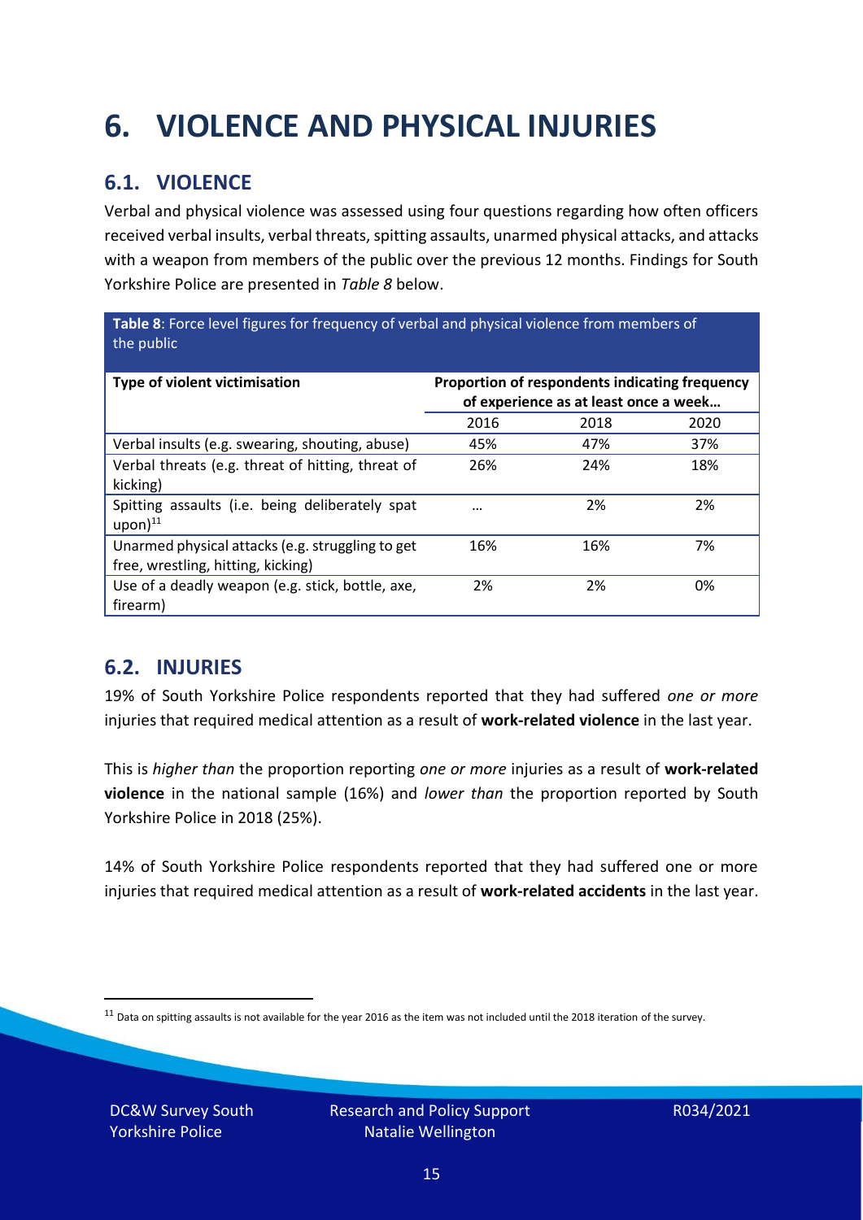# 6. VIOLENCE AND PHYSICAL INJURIES

## 6.1. VIOLENCE

Verbal and physical violence was assessed using four questions regarding how often officers received verbal insults, verbal threats, spitting assaults, unarmed physical attacks, and attacks with a weapon from members of the public over the previous 12 months. Findings for South Yorkshire Police are presented in *Table 8* below.

**Table 8**: Force level figures for frequency of verbal and physical violence from members of the public

| Type of violent victimisation | Proportion of respondents indicating frequency of experience as at least once a week… | | |
|---|---|---|---|
| | 2016 | 2018 | 2020 |
| Verbal insults (e.g. swearing, shouting, abuse) | 45% | 47% | 37% |
| Verbal threats (e.g. threat of hitting, threat of kicking) | 26% | 24% | 18% |
| Spitting assaults (i.e. being deliberately spat upon)[11] | … | 2% | 2% |
| Unarmed physical attacks (e.g. struggling to get free, wrestling, hitting, kicking) | 16% | 16% | 7% |
| Use of a deadly weapon (e.g. stick, bottle, axe, firearm) | 2% | 2% | 0% |

## 6.2. INJURIES

19% of South Yorkshire Police respondents reported that they had suffered *one or more* injuries that required medical attention as a result of **work-related violence** in the last year.

This is *higher than* the proportion reporting *one or more* injuries as a result of **work-related violence** in the national sample (16%) and *lower than* the proportion reported by South Yorkshire Police in 2018 (25%).

14% of South Yorkshire Police respondents reported that they had suffered one or more injuries that required medical attention as a result of **work-related accidents** in the last year.

[11] Data on spitting assaults is not available for the year 2016 as the item was not included until the 2018 iteration of the survey.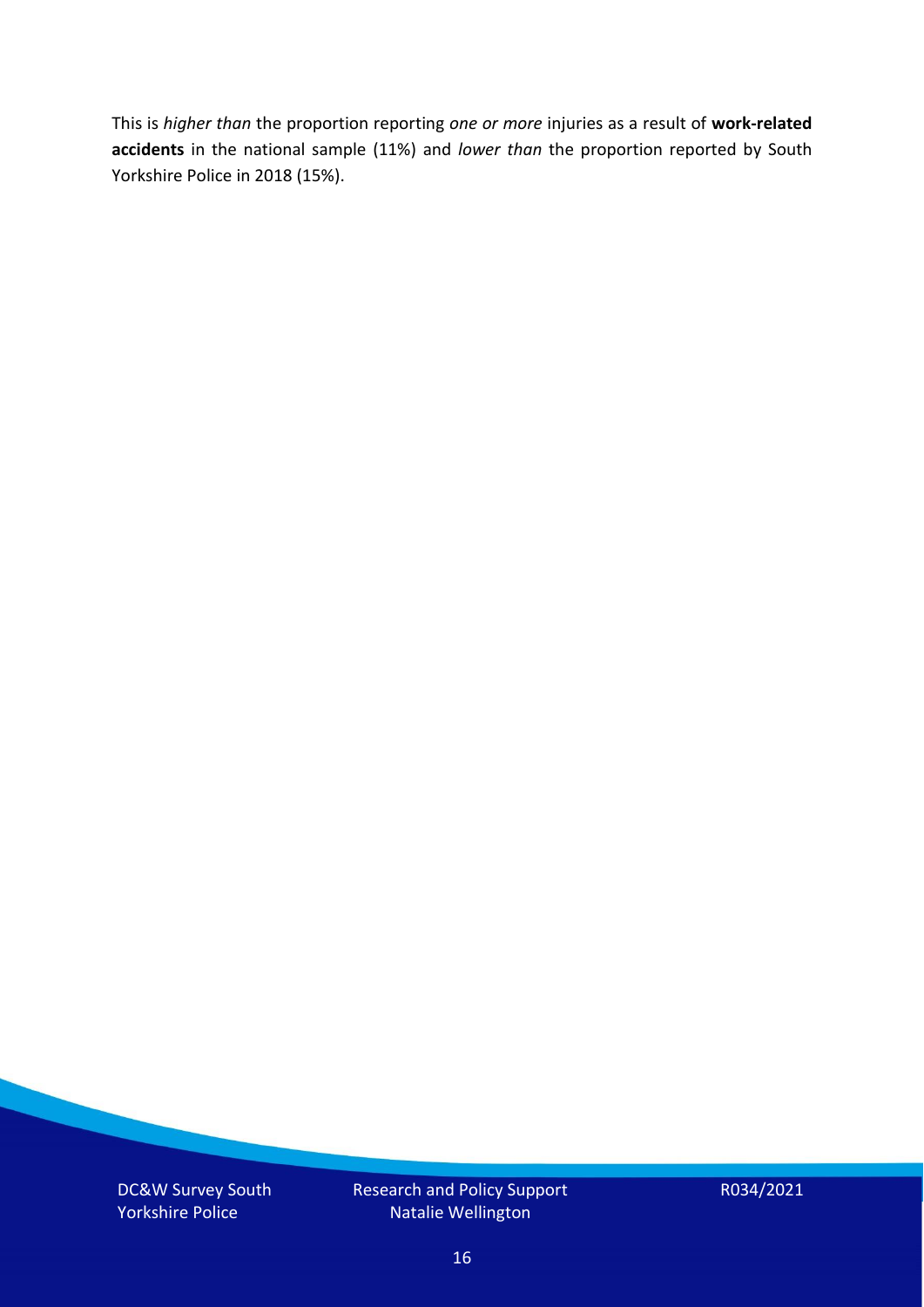This is *higher than* the proportion reporting *one or more* injuries as a result of **work-related accidents** in the national sample (11%) and *lower than* the proportion reported by South Yorkshire Police in 2018 (15%).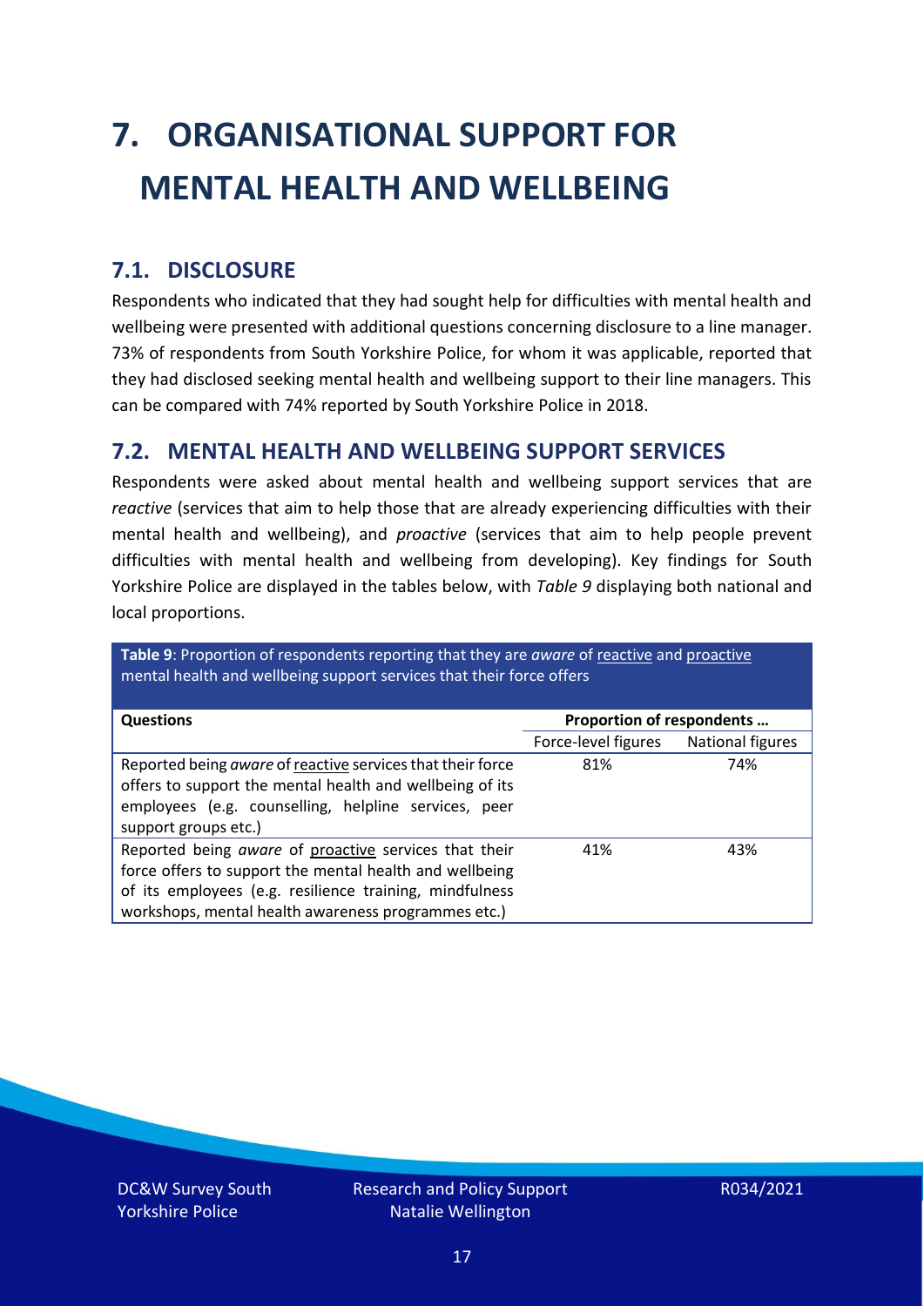# 7. ORGANISATIONAL SUPPORT FOR MENTAL HEALTH AND WELLBEING

## 7.1. DISCLOSURE

Respondents who indicated that they had sought help for difficulties with mental health and wellbeing were presented with additional questions concerning disclosure to a line manager. 73% of respondents from South Yorkshire Police, for whom it was applicable, reported that they had disclosed seeking mental health and wellbeing support to their line managers. This can be compared with 74% reported by South Yorkshire Police in 2018.

## 7.2. MENTAL HEALTH AND WELLBEING SUPPORT SERVICES

Respondents were asked about mental health and wellbeing support services that are *reactive* (services that aim to help those that are already experiencing difficulties with their mental health and wellbeing), and *proactive* (services that aim to help people prevent difficulties with mental health and wellbeing from developing). Key findings for South Yorkshire Police are displayed in the tables below, with *Table 9* displaying both national and local proportions.

**Table 9**: Proportion of respondents reporting that they are *aware* of reactive and proactive mental health and wellbeing support services that their force offers

| Questions | Proportion of respondents … | |
|---|---|---|
| | Force-level figures | National figures |
| Reported being *aware* of reactive services that their force offers to support the mental health and wellbeing of its employees (e.g. counselling, helpline services, peer support groups etc.) | 81% | 74% |
| Reported being *aware* of proactive services that their force offers to support the mental health and wellbeing of its employees (e.g. resilience training, mindfulness workshops, mental health awareness programmes etc.) | 41% | 43% |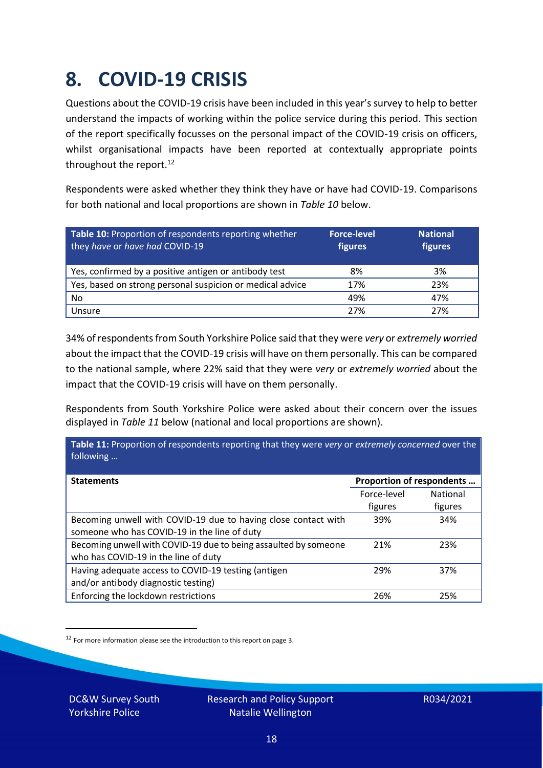# 8. COVID-19 CRISIS

Questions about the COVID-19 crisis have been included in this year's survey to help to better understand the impacts of working within the police service during this period. This section of the report specifically focusses on the personal impact of the COVID-19 crisis on officers, whilst organisational impacts have been reported at contextually appropriate points throughout the report.[12]

Respondents were asked whether they think they have or have had COVID-19. Comparisons for both national and local proportions are shown in *Table 10* below.

| **Table 10:** Proportion of respondents reporting whether they *have* or *have had* COVID-19 | **Force-level figures** | **National figures** |
|---|---|---|
| Yes, confirmed by a positive antigen or antibody test | 8% | 3% |
| Yes, based on strong personal suspicion or medical advice | 17% | 23% |
| No | 49% | 47% |
| Unsure | 27% | 27% |

34% of respondents from South Yorkshire Police said that they were *very* or *extremely worried* about the impact that the COVID-19 crisis will have on them personally. This can be compared to the national sample, where 22% said that they were *very* or *extremely worried* about the impact that the COVID-19 crisis will have on them personally.

Respondents from South Yorkshire Police were asked about their concern over the issues displayed in *Table 11* below (national and local proportions are shown).

**Table 11:** Proportion of respondents reporting that they were *very* or *extremely concerned* over the following …

| **Statements** | **Proportion of respondents …** | |
|---|---|---|
| | Force-level figures | National figures |
| Becoming unwell with COVID-19 due to having close contact with someone who has COVID-19 in the line of duty | 39% | 34% |
| Becoming unwell with COVID-19 due to being assaulted by someone who has COVID-19 in the line of duty | 21% | 23% |
| Having adequate access to COVID-19 testing (antigen and/or antibody diagnostic testing) | 29% | 37% |
| Enforcing the lockdown restrictions | 26% | 25% |

[12] For more information please see the introduction to this report on page 3.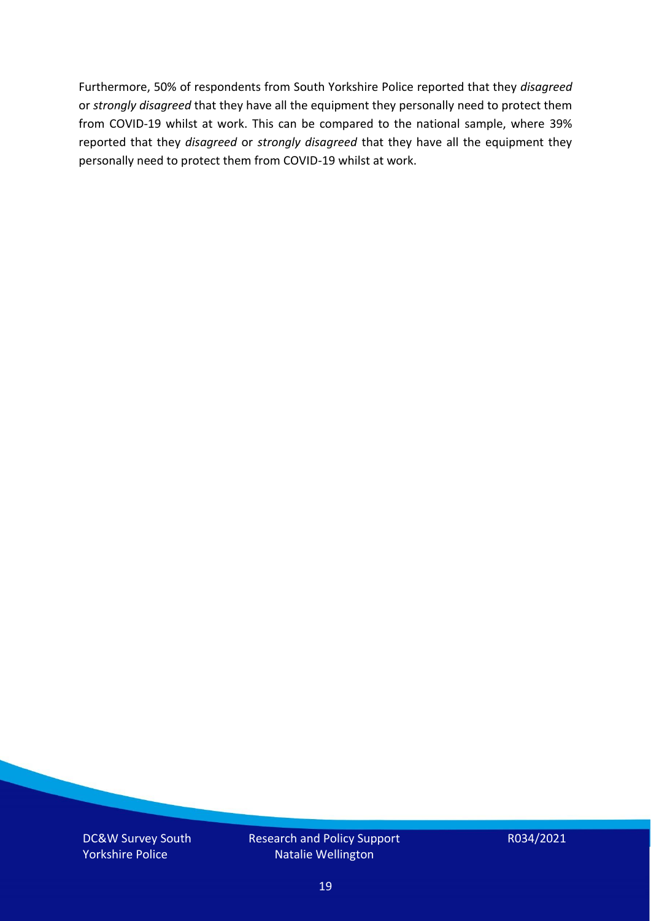Furthermore, 50% of respondents from South Yorkshire Police reported that they *disagreed* or *strongly disagreed* that they have all the equipment they personally need to protect them from COVID-19 whilst at work. This can be compared to the national sample, where 39% reported that they *disagreed* or *strongly disagreed* that they have all the equipment they personally need to protect them from COVID-19 whilst at work.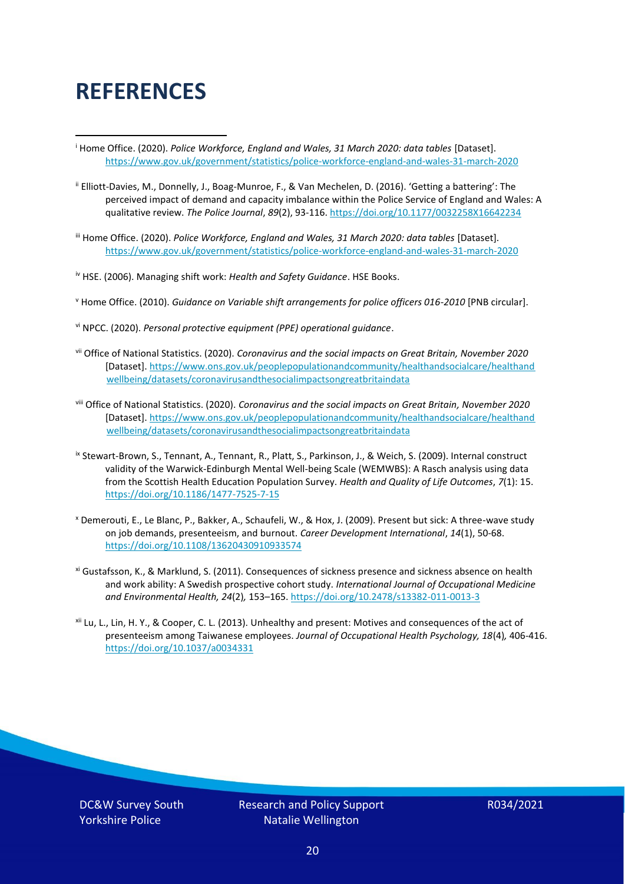# REFERENCES

[i] Home Office. (2020). *Police Workforce, England and Wales, 31 March 2020: data tables* [Dataset]. https://www.gov.uk/government/statistics/police-workforce-england-and-wales-31-march-2020

[ii] Elliott-Davies, M., Donnelly, J., Boag-Munroe, F., & Van Mechelen, D. (2016). 'Getting a battering': The perceived impact of demand and capacity imbalance within the Police Service of England and Wales: A qualitative review. *The Police Journal*, *89*(2), 93-116. https://doi.org/10.1177/0032258X16642234

[iii] Home Office. (2020). *Police Workforce, England and Wales, 31 March 2020: data tables* [Dataset]. https://www.gov.uk/government/statistics/police-workforce-england-and-wales-31-march-2020

[iv] HSE. (2006). Managing shift work: *Health and Safety Guidance*. HSE Books.

[v] Home Office. (2010). *Guidance on Variable shift arrangements for police officers 016-2010* [PNB circular].

[vi] NPCC. (2020). *Personal protective equipment (PPE) operational guidance*.

[vii] Office of National Statistics. (2020). *Coronavirus and the social impacts on Great Britain, November 2020* [Dataset]. https://www.ons.gov.uk/peoplepopulationandcommunity/healthandsocialcare/healthandwellbeing/datasets/coronavirusandthesocialimpactsongreatbritaindata

[viii] Office of National Statistics. (2020). *Coronavirus and the social impacts on Great Britain, November 2020* [Dataset]. https://www.ons.gov.uk/peoplepopulationandcommunity/healthandsocialcare/healthandwellbeing/datasets/coronavirusandthesocialimpactsongreatbritaindata

[ix] Stewart-Brown, S., Tennant, A., Tennant, R., Platt, S., Parkinson, J., & Weich, S. (2009). Internal construct validity of the Warwick-Edinburgh Mental Well-being Scale (WEMWBS): A Rasch analysis using data from the Scottish Health Education Population Survey. *Health and Quality of Life Outcomes*, *7*(1): 15. https://doi.org/10.1186/1477-7525-7-15

[x] Demerouti, E., Le Blanc, P., Bakker, A., Schaufeli, W., & Hox, J. (2009). Present but sick: A three-wave study on job demands, presenteeism, and burnout. *Career Development International*, *14*(1), 50-68. https://doi.org/10.1108/13620430910933574

[xi] Gustafsson, K., & Marklund, S. (2011). Consequences of sickness presence and sickness absence on health and work ability: A Swedish prospective cohort study. *International Journal of Occupational Medicine and Environmental Health, 24*(2)*,* 153–165. https://doi.org/10.2478/s13382-011-0013-3

[xii] Lu, L., Lin, H. Y., & Cooper, C. L. (2013). Unhealthy and present: Motives and consequences of the act of presenteeism among Taiwanese employees. *Journal of Occupational Health Psychology, 18*(4)*,* 406-416. https://doi.org/10.1037/a0034331